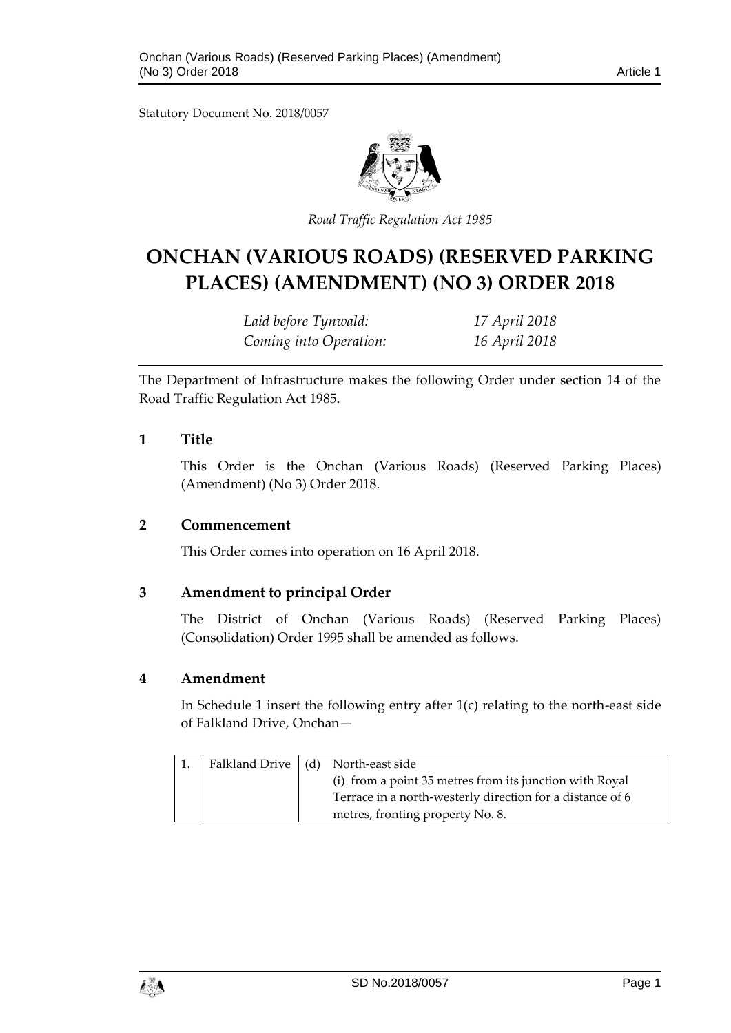Statutory Document No. 2018/0057

*Road Traffic Regulation Act 1985*

# ONCHAN (VARIOUS ROADS) (RESERVED PARKING PLACES) (AMENDMENT) (NO 3) ORDER 2018

*Laid before Tynwald:* *17 April 2018*
*Coming into Operation:* *16 April 2018*

The Department of Infrastructure makes the following Order under section 14 of the Road Traffic Regulation Act 1985.

## 1 Title

This Order is the Onchan (Various Roads) (Reserved Parking Places) (Amendment) (No 3) Order 2018.

## 2 Commencement

This Order comes into operation on 16 April 2018.

## 3 Amendment to principal Order

The District of Onchan (Various Roads) (Reserved Parking Places) (Consolidation) Order 1995 shall be amended as follows.

## 4 Amendment

In Schedule 1 insert the following entry after 1(c) relating to the north-east side of Falkland Drive, Onchan—

| | | | |
|---|---|---|---|
| 1. | Falkland Drive | (d) | North-east side<br>(i) from a point 35 metres from its junction with Royal Terrace in a north-westerly direction for a distance of 6 metres, fronting property No. 8. |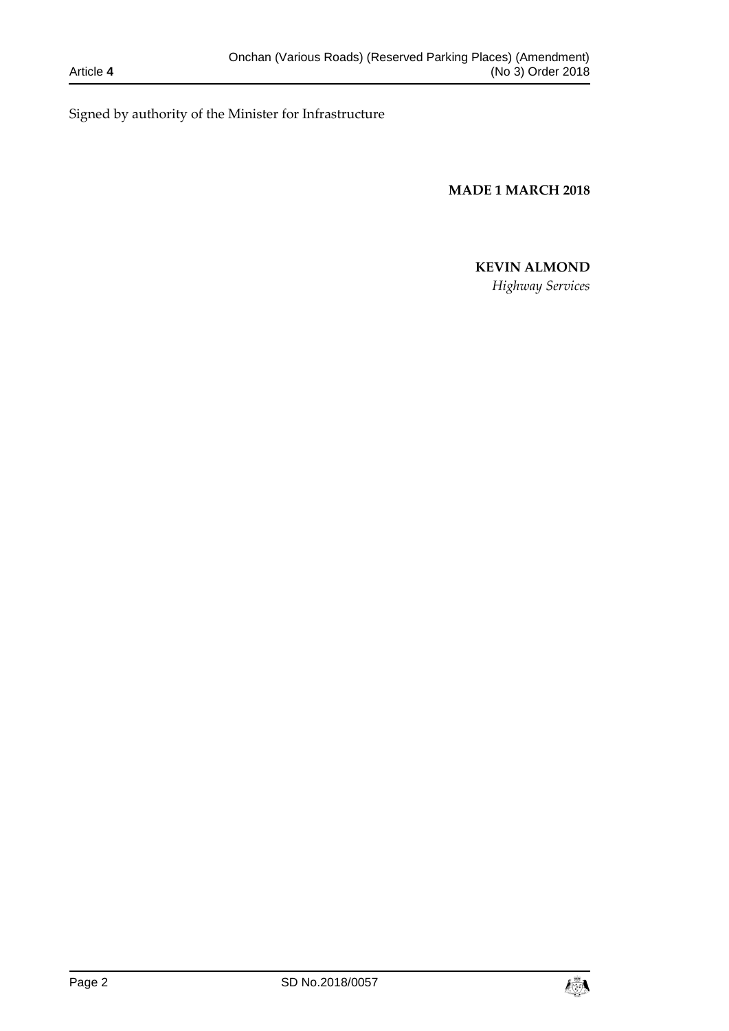Signed by authority of the Minister for Infrastructure

**MADE 1 MARCH 2018**

**KEVIN ALMOND**

*Highway Services*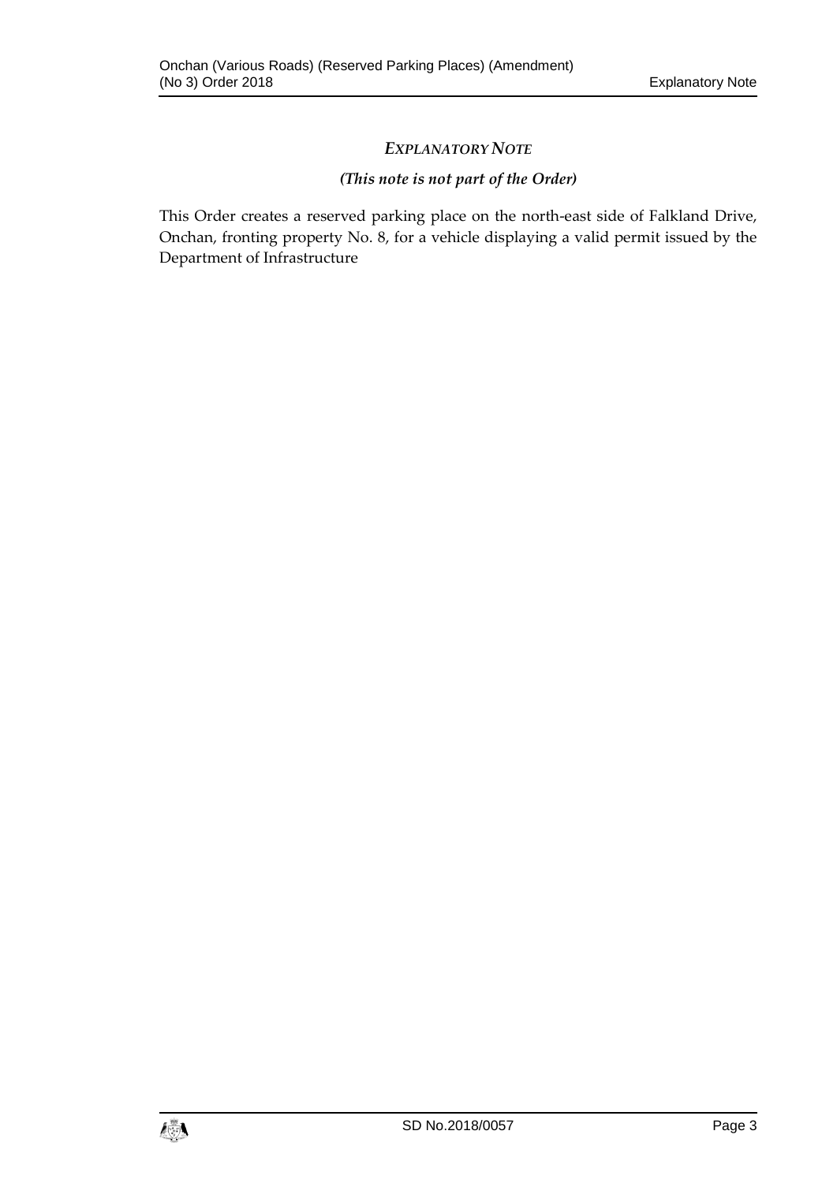## *EXPLANATORY NOTE*

***(This note is not part of the Order)***

This Order creates a reserved parking place on the north-east side of Falkland Drive, Onchan, fronting property No. 8, for a vehicle displaying a valid permit issued by the Department of Infrastructure